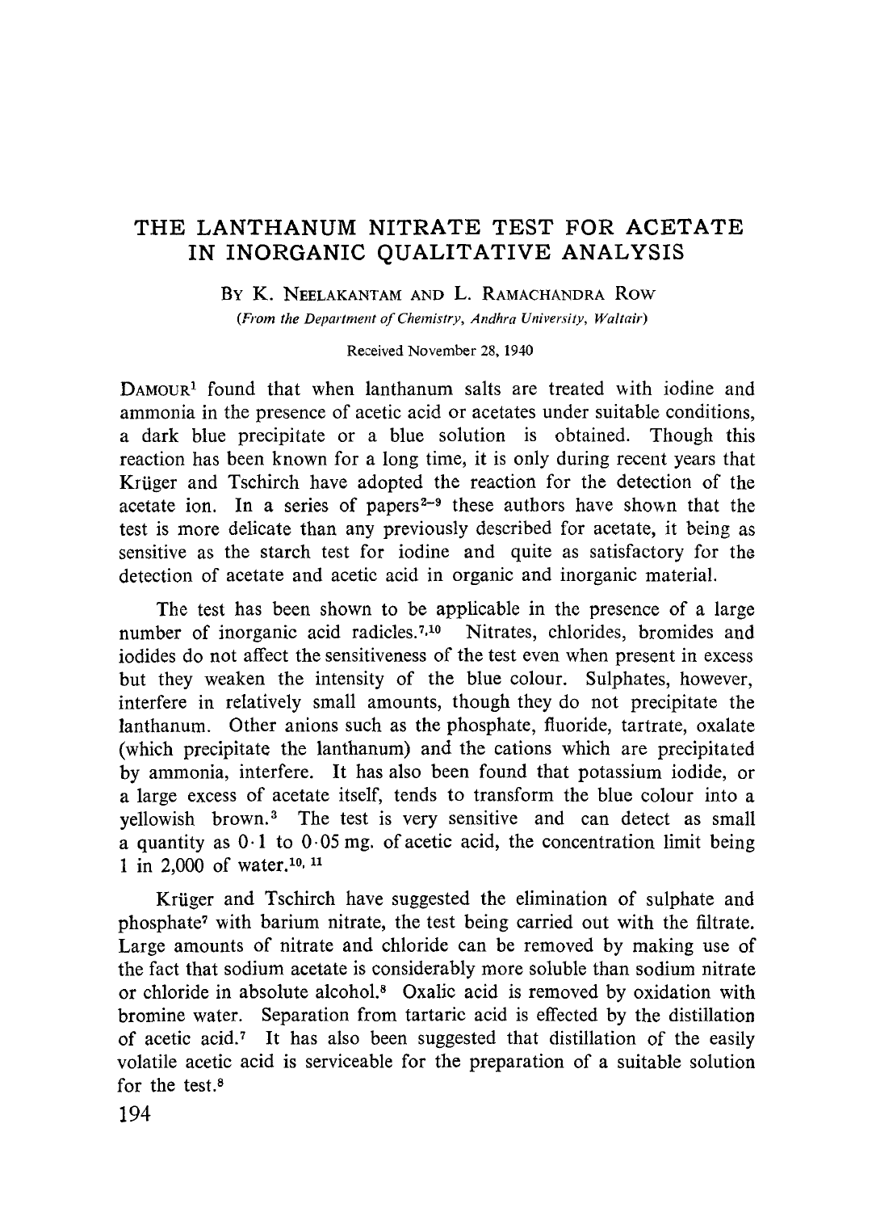# THE LANTHANUM NITRATE TEST FOR ACETATE IN INORGANIC QUALITATIVE ANALYSIS

By K. Neelakantam and L. Ramachandra Row

*(From the Department of Chemistry, Andhra University, Waltair)*

Received November 28, 1940

Damour[1] found that when lanthanum salts are treated with iodine and ammonia in the presence of acetic acid or acetates under suitable conditions, a dark blue precipitate or a blue solution is obtained. Though this reaction has been known for a long time, it is only during recent years that Krüger and Tschirch have adopted the reaction for the detection of the acetate ion. In a series of papers[2-9] these authors have shown that the test is more delicate than any previously described for acetate, it being as sensitive as the starch test for iodine and quite as satisfactory for the detection of acetate and acetic acid in organic and inorganic material.

The test has been shown to be applicable in the presence of a large number of inorganic acid radicles.[7,10] Nitrates, chlorides, bromides and iodides do not affect the sensitiveness of the test even when present in excess but they weaken the intensity of the blue colour. Sulphates, however, interfere in relatively small amounts, though they do not precipitate the lanthanum. Other anions such as the phosphate, fluoride, tartrate, oxalate (which precipitate the lanthanum) and the cations which are precipitated by ammonia, interfere. It has also been found that potassium iodide, or a large excess of acetate itself, tends to transform the blue colour into a yellowish brown.[3] The test is very sensitive and can detect as small a quantity as 0·1 to 0·05 mg. of acetic acid, the concentration limit being 1 in 2,000 of water.[10, 11]

Krüger and Tschirch have suggested the elimination of sulphate and phosphate[7] with barium nitrate, the test being carried out with the filtrate. Large amounts of nitrate and chloride can be removed by making use of the fact that sodium acetate is considerably more soluble than sodium nitrate or chloride in absolute alcohol.[8] Oxalic acid is removed by oxidation with bromine water. Separation from tartaric acid is effected by the distillation of acetic acid.[7] It has also been suggested that distillation of the easily volatile acetic acid is serviceable for the preparation of a suitable solution for the test.[8]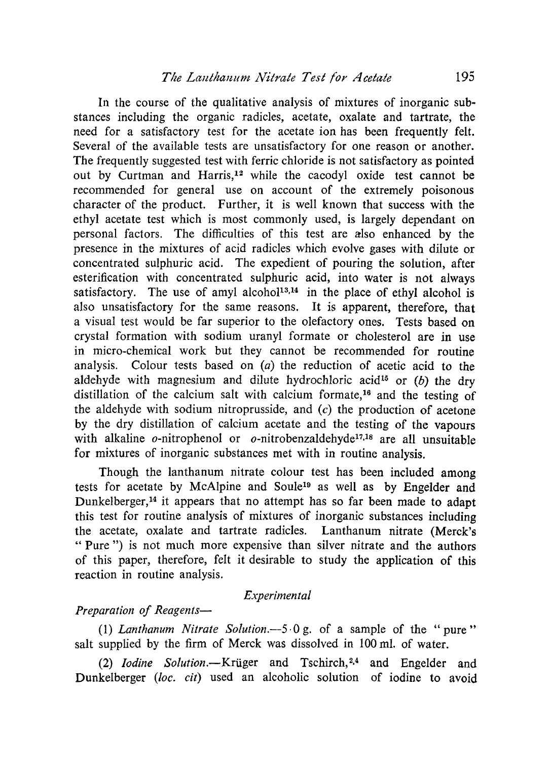In the course of the qualitative analysis of mixtures of inorganic substances including the organic radicles, acetate, oxalate and tartrate, the need for a satisfactory test for the acetate ion has been frequently felt. Several of the available tests are unsatisfactory for one reason or another. The frequently suggested test with ferric chloride is not satisfactory as pointed out by Curtman and Harris,[12] while the cacodyl oxide test cannot be recommended for general use on account of the extremely poisonous character of the product. Further, it is well known that success with the ethyl acetate test which is most commonly used, is largely dependant on personal factors. The difficulties of this test are also enhanced by the presence in the mixtures of acid radicles which evolve gases with dilute or concentrated sulphuric acid. The expedient of pouring the solution, after esterification with concentrated sulphuric acid, into water is not always satisfactory. The use of amyl alcohol[13,14] in the place of ethyl alcohol is also unsatisfactory for the same reasons. It is apparent, therefore, that a visual test would be far superior to the olefactory ones. Tests based on crystal formation with sodium uranyl formate or cholesterol are in use in micro-chemical work but they cannot be recommended for routine analysis. Colour tests based on (*a*) the reduction of acetic acid to the aldehyde with magnesium and dilute hydrochloric acid[15] or (*b*) the dry distillation of the calcium salt with calcium formate,[16] and the testing of the aldehyde with sodium nitroprusside, and (*c*) the production of acetone by the dry distillation of calcium acetate and the testing of the vapours with alkaline *o*-nitrophenol or *o*-nitrobenzaldehyde[17,18] are all unsuitable for mixtures of inorganic substances met with in routine analysis.

Though the lanthanum nitrate colour test has been included among tests for acetate by McAlpine and Soule[19] as well as by Engelder and Dunkelberger,[14] it appears that no attempt has so far been made to adapt this test for routine analysis of mixtures of inorganic substances including the acetate, oxalate and tartrate radicles. Lanthanum nitrate (Merck's "Pure") is not much more expensive than silver nitrate and the authors of this paper, therefore, felt it desirable to study the application of this reaction in routine analysis.

## *Experimental*

*Preparation of Reagents*—

(1) *Lanthanum Nitrate Solution*.—5·0 g. of a sample of the "pure" salt supplied by the firm of Merck was dissolved in 100 ml. of water.

(2) *Iodine Solution*.—Krüger and Tschirch,[2,4] and Engelder and Dunkelberger (*loc. cit*) used an alcoholic solution of iodine to avoid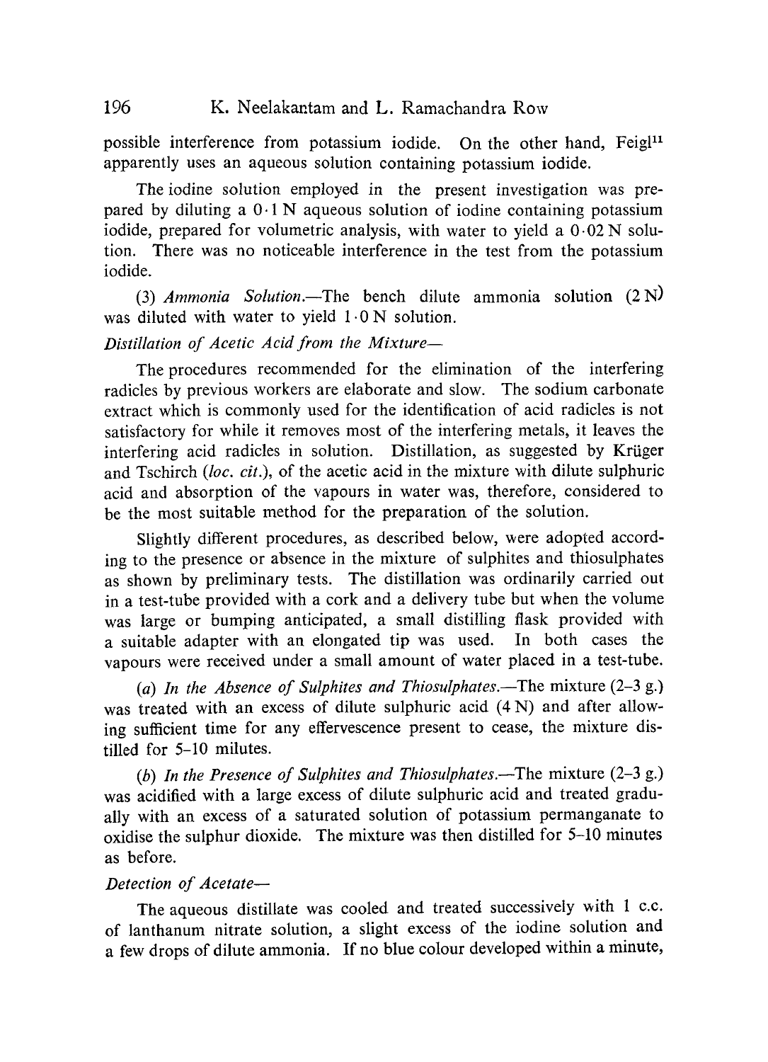possible interference from potassium iodide. On the other hand, Feigl[11] apparently uses an aqueous solution containing potassium iodide.

The iodine solution employed in the present investigation was prepared by diluting a 0·1 N aqueous solution of iodine containing potassium iodide, prepared for volumetric analysis, with water to yield a 0·02 N solution. There was no noticeable interference in the test from the potassium iodide.

(3) *Ammonia Solution.*—The bench dilute ammonia solution (2 N) was diluted with water to yield 1·0 N solution.

*Distillation of Acetic Acid from the Mixture*—

The procedures recommended for the elimination of the interfering radicles by previous workers are elaborate and slow. The sodium carbonate extract which is commonly used for the identification of acid radicles is not satisfactory for while it removes most of the interfering metals, it leaves the interfering acid radicles in solution. Distillation, as suggested by Krüger and Tschirch (*loc. cit.*), of the acetic acid in the mixture with dilute sulphuric acid and absorption of the vapours in water was, therefore, considered to be the most suitable method for the preparation of the solution.

Slightly different procedures, as described below, were adopted according to the presence or absence in the mixture of sulphites and thiosulphates as shown by preliminary tests. The distillation was ordinarily carried out in a test-tube provided with a cork and a delivery tube but when the volume was large or bumping anticipated, a small distilling flask provided with a suitable adapter with an elongated tip was used. In both cases the vapours were received under a small amount of water placed in a test-tube.

(*a*) *In the Absence of Sulphites and Thiosulphates.*—The mixture (2–3 g.) was treated with an excess of dilute sulphuric acid (4 N) and after allowing sufficient time for any effervescence present to cease, the mixture distilled for 5–10 milutes.

(*b*) *In the Presence of Sulphites and Thiosulphates.*—The mixture (2–3 g.) was acidified with a large excess of dilute sulphuric acid and treated gradually with an excess of a saturated solution of potassium permanganate to oxidise the sulphur dioxide. The mixture was then distilled for 5–10 minutes as before.

*Detection of Acetate*—

The aqueous distillate was cooled and treated successively with 1 c.c. of lanthanum nitrate solution, a slight excess of the iodine solution and a few drops of dilute ammonia. If no blue colour developed within a minute,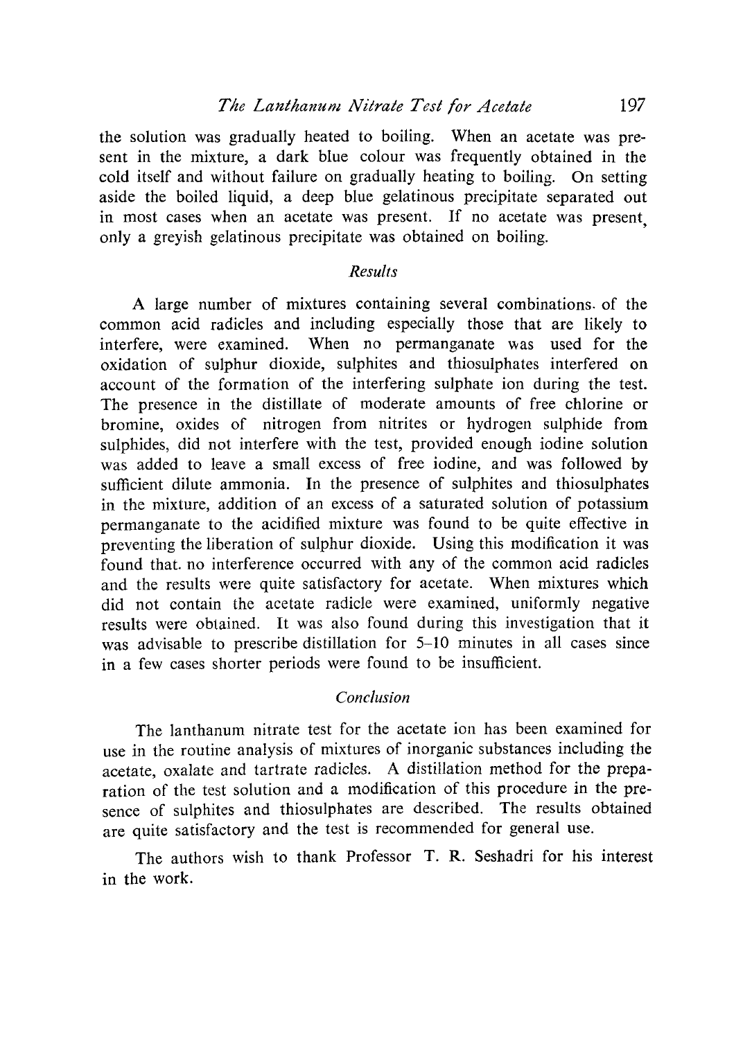the solution was gradually heated to boiling. When an acetate was present in the mixture, a dark blue colour was frequently obtained in the cold itself and without failure on gradually heating to boiling. On setting aside the boiled liquid, a deep blue gelatinous precipitate separated out in most cases when an acetate was present. If no acetate was present, only a greyish gelatinous precipitate was obtained on boiling.

### *Results*

A large number of mixtures containing several combinations of the common acid radicles and including especially those that are likely to interfere, were examined. When no permanganate was used for the oxidation of sulphur dioxide, sulphites and thiosulphates interfered on account of the formation of the interfering sulphate ion during the test. The presence in the distillate of moderate amounts of free chlorine or bromine, oxides of nitrogen from nitrites or hydrogen sulphide from sulphides, did not interfere with the test, provided enough iodine solution was added to leave a small excess of free iodine, and was followed by sufficient dilute ammonia. In the presence of sulphites and thiosulphates in the mixture, addition of an excess of a saturated solution of potassium permanganate to the acidified mixture was found to be quite effective in preventing the liberation of sulphur dioxide. Using this modification it was found that no interference occurred with any of the common acid radicles and the results were quite satisfactory for acetate. When mixtures which did not contain the acetate radicle were examined, uniformly negative results were obtained. It was also found during this investigation that it was advisable to prescribe distillation for 5–10 minutes in all cases since in a few cases shorter periods were found to be insufficient.

### *Conclusion*

The lanthanum nitrate test for the acetate ion has been examined for use in the routine analysis of mixtures of inorganic substances including the acetate, oxalate and tartrate radicles. A distillation method for the preparation of the test solution and a modification of this procedure in the presence of sulphites and thiosulphates are described. The results obtained are quite satisfactory and the test is recommended for general use.

The authors wish to thank Professor T. R. Seshadri for his interest in the work.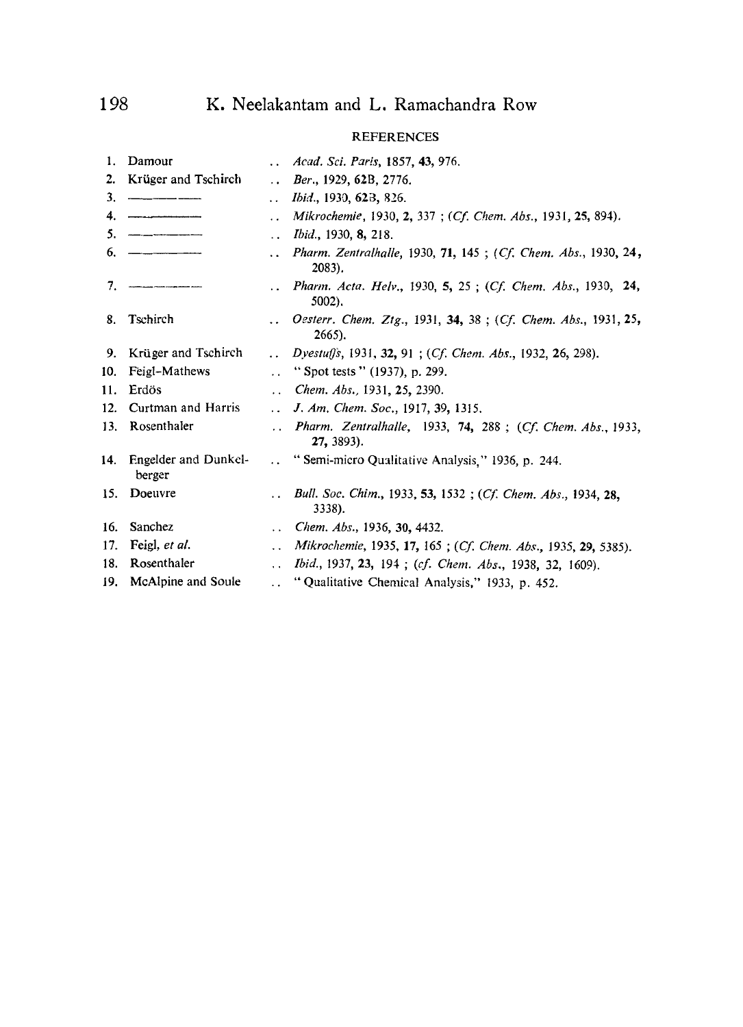## REFERENCES

| | | |
|---|---|---|
| 1. | Damour | .. *Acad. Sci. Paris*, 1857, **43**, 976. |
| 2. | Krüger and Tschirch | .. *Ber.*, 1929, **62B**, 2776. |
| 3. | ———— | .. *Ibid.*, 1930, **63B**, 826. |
| 4. | ———— | .. *Mikrochemie*, 1930, **2**, 337 ; (*Cf. Chem. Abs.*, 1931, **25**, 894). |
| 5. | ———— | .. *Ibid.*, 1930, **8**, 218. |
| 6. | ———— | .. *Pharm. Zentralhalle*, 1930, **71**, 145 ; (*Cf. Chem. Abs.*, 1930, **24**, 2083). |
| 7. | ———— | .. *Pharm. Acta. Helv.*, 1930, **5**, 25 ; (*Cf. Chem. Abs.*, 1930, **24**, 5002). |
| 8. | Tschirch | .. *Oesterr. Chem. Ztg.*, 1931, **34**, 38 ; (*Cf. Chem. Abs.*, 1931, **25**, 2665). |
| 9. | Krüger and Tschirch | .. *Dyestuffs*, 1931, **32**, 91 ; (*Cf. Chem. Abs.*, 1932, **26**, 298). |
| 10. | Feigl–Mathews | .. "Spot tests" (1937), p. 299. |
| 11. | Erdös | .. *Chem. Abs.*, 1931, **25**, 2390. |
| 12. | Curtman and Harris | .. *J. Am. Chem. Soc.*, 1917, **39**, 1315. |
| 13. | Rosenthaler | .. *Pharm. Zentralhalle*, 1933, **74**, 288 ; (*Cf. Chem. Abs.*, 1933, **27**, 3893). |
| 14. | Engelder and Dunkelberger | .. "Semi-micro Qualitative Analysis," 1936, p. 244. |
| 15. | Doeuvre | .. *Bull. Soc. Chim.*, 1933, **53**, 1532 ; (*Cf. Chem. Abs.*, 1934, **28**, 3338). |
| 16. | Sanchez | .. *Chem. Abs.*, 1936, **30**, 4432. |
| 17. | Feigl, *et al.* | .. *Mikrochemie*, 1935, **17**, 165 ; (*Cf. Chem. Abs.*, 1935, **29**, 5385). |
| 18. | Rosenthaler | .. *Ibid.*, 1937, **23**, 194 ; (*cf. Chem. Abs.*, 1938, **32**, 1609). |
| 19. | McAlpine and Soule | .. "Qualitative Chemical Analysis," 1933, p. 452. |